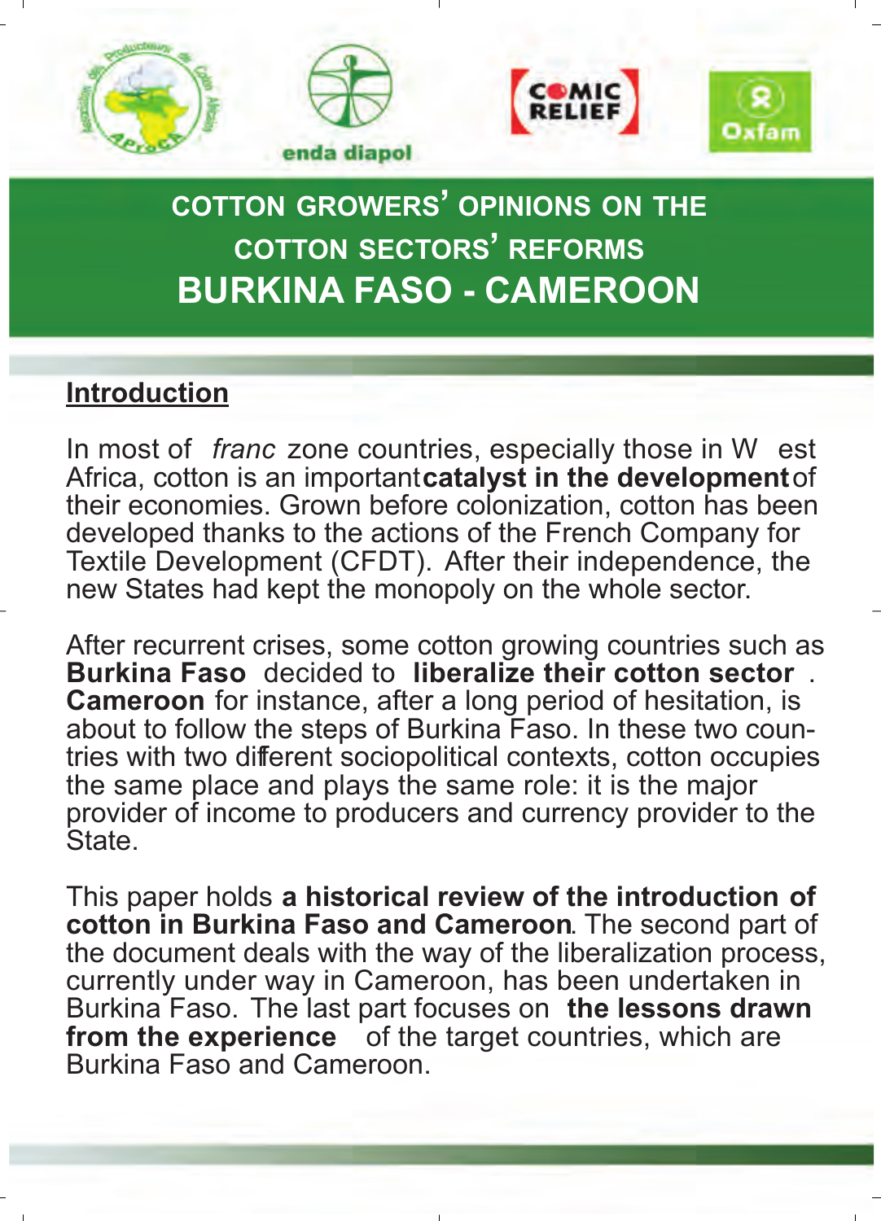# COTTON GROWERS' OPINIONS ON THE COTTON SECTORS' REFORMS
# BURKINA FASO - CAMEROON

## Introduction

In most of *franc* zone countries, especially those in West Africa, cotton is an important **catalyst in the development** of their economies. Grown before colonization, cotton has been developed thanks to the actions of the French Company for Textile Development (CFDT). After their independence, the new States had kept the monopoly on the whole sector.

After recurrent crises, some cotton growing countries such as **Burkina Faso** decided to **liberalize their cotton sector**. **Cameroon** for instance, after a long period of hesitation, is about to follow the steps of Burkina Faso. In these two countries with two different sociopolitical contexts, cotton occupies the same place and plays the same role: it is the major provider of income to producers and currency provider to the State.

This paper holds **a historical review of the introduction of cotton in Burkina Faso and Cameroon**. The second part of the document deals with the way of the liberalization process, currently under way in Cameroon, has been undertaken in Burkina Faso. The last part focuses on **the lessons drawn from the experience** of the target countries, which are Burkina Faso and Cameroon.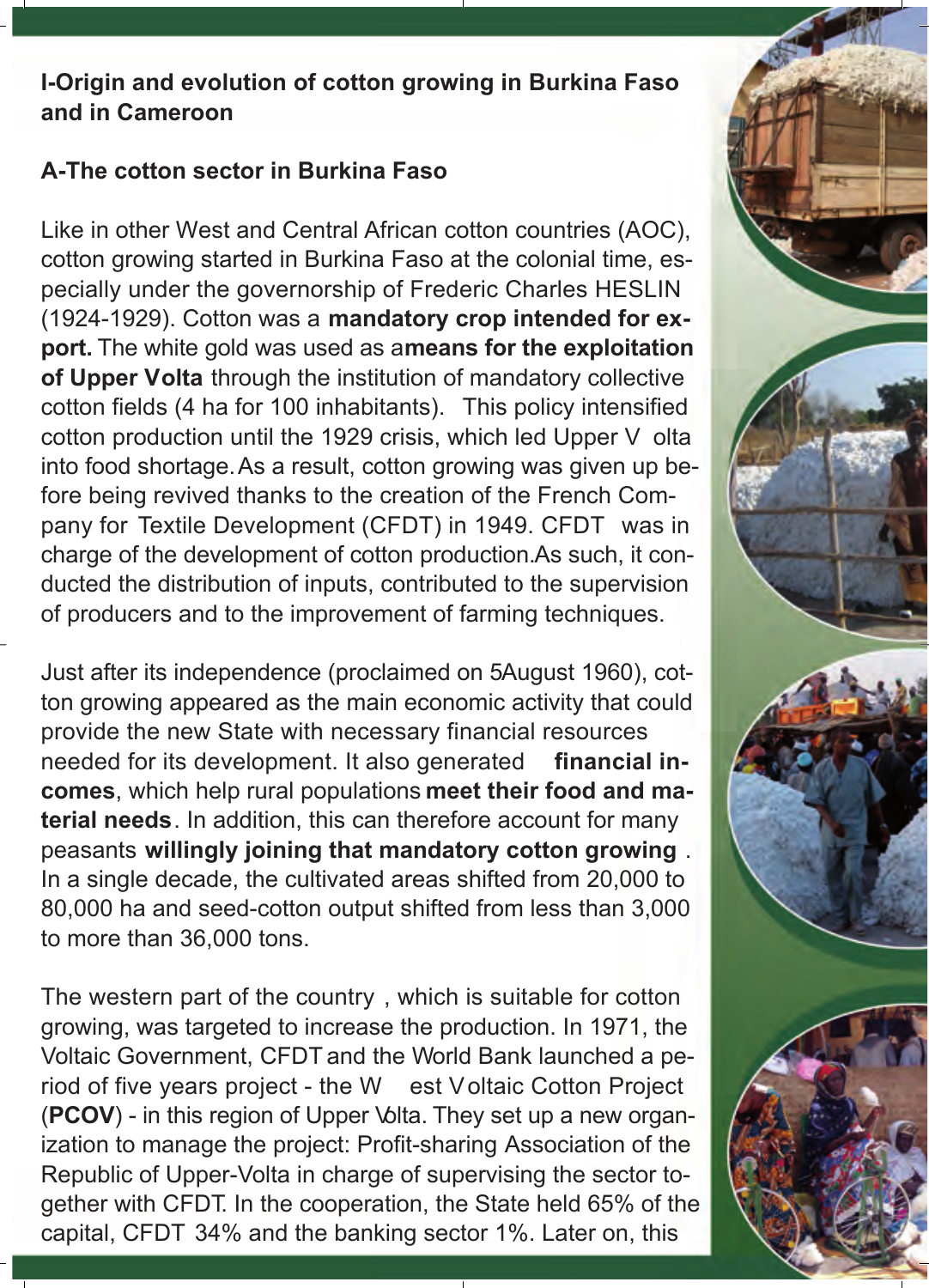## I-Origin and evolution of cotton growing in Burkina Faso and in Cameroon

### A-The cotton sector in Burkina Faso

Like in other West and Central African cotton countries (AOC), cotton growing started in Burkina Faso at the colonial time, especially under the governorship of Frederic Charles HESLIN (1924-1929). Cotton was a **mandatory crop intended for export.** The white gold was used as a **means for the exploitation of Upper Volta** through the institution of mandatory collective cotton fields (4 ha for 100 inhabitants). This policy intensified cotton production until the 1929 crisis, which led Upper Volta into food shortage. As a result, cotton growing was given up before being revived thanks to the creation of the French Company for Textile Development (CFDT) in 1949. CFDT was in charge of the development of cotton production. As such, it conducted the distribution of inputs, contributed to the supervision of producers and to the improvement of farming techniques.

Just after its independence (proclaimed on 5 August 1960), cotton growing appeared as the main economic activity that could provide the new State with necessary financial resources needed for its development. It also generated **financial incomes**, which help rural populations **meet their food and material needs**. In addition, this can therefore account for many peasants **willingly joining that mandatory cotton growing**. In a single decade, the cultivated areas shifted from 20,000 to 80,000 ha and seed-cotton output shifted from less than 3,000 to more than 36,000 tons.

The western part of the country, which is suitable for cotton growing, was targeted to increase the production. In 1971, the Voltaic Government, CFDT and the World Bank launched a period of five years project - the West Voltaic Cotton Project (**PCOV**) - in this region of Upper Volta. They set up a new organization to manage the project: Profit-sharing Association of the Republic of Upper-Volta in charge of supervising the sector together with CFDT. In the cooperation, the State held 65% of the capital, CFDT 34% and the banking sector 1%. Later on, this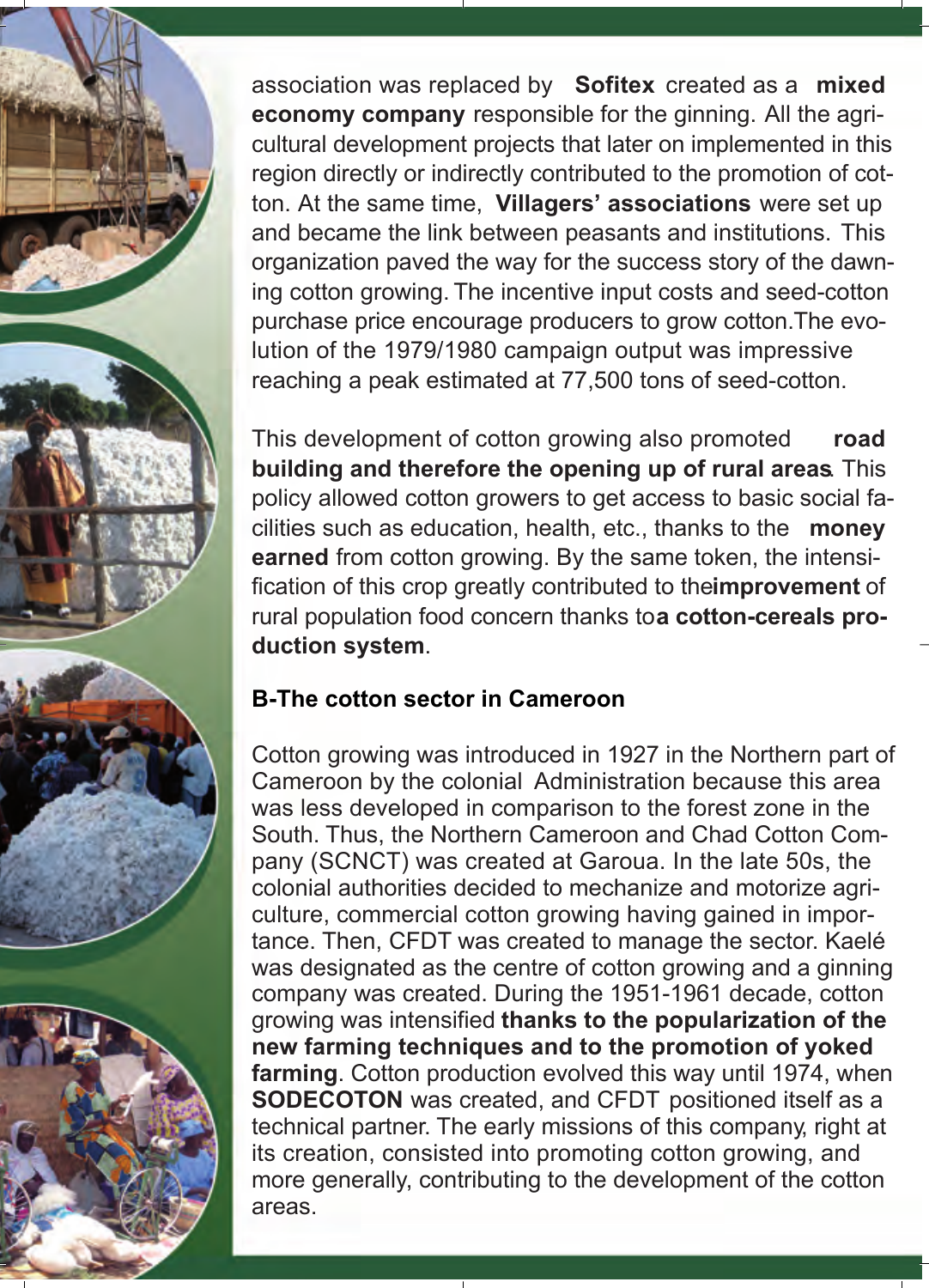association was replaced by **Sofitex** created as a **mixed economy company** responsible for the ginning. All the agricultural development projects that later on implemented in this region directly or indirectly contributed to the promotion of cotton. At the same time, **Villagers' associations** were set up and became the link between peasants and institutions. This organization paved the way for the success story of the dawning cotton growing. The incentive input costs and seed-cotton purchase price encourage producers to grow cotton.The evolution of the 1979/1980 campaign output was impressive reaching a peak estimated at 77,500 tons of seed-cotton.

This development of cotton growing also promoted **road building and therefore the opening up of rural areas**. This policy allowed cotton growers to get access to basic social facilities such as education, health, etc., thanks to the **money earned** from cotton growing. By the same token, the intensification of this crop greatly contributed to the**improvement** of rural population food concern thanks to**a cotton-cereals production system**.

**B-The cotton sector in Cameroon**

Cotton growing was introduced in 1927 in the Northern part of Cameroon by the colonial Administration because this area was less developed in comparison to the forest zone in the South. Thus, the Northern Cameroon and Chad Cotton Company (SCNCT) was created at Garoua. In the late 50s, the colonial authorities decided to mechanize and motorize agriculture, commercial cotton growing having gained in importance. Then, CFDT was created to manage the sector. Kaelé was designated as the centre of cotton growing and a ginning company was created. During the 1951-1961 decade, cotton growing was intensified **thanks to the popularization of the new farming techniques and to the promotion of yoked farming**. Cotton production evolved this way until 1974, when **SODECOTON** was created, and CFDT positioned itself as a technical partner. The early missions of this company, right at its creation, consisted into promoting cotton growing, and more generally, contributing to the development of the cotton areas.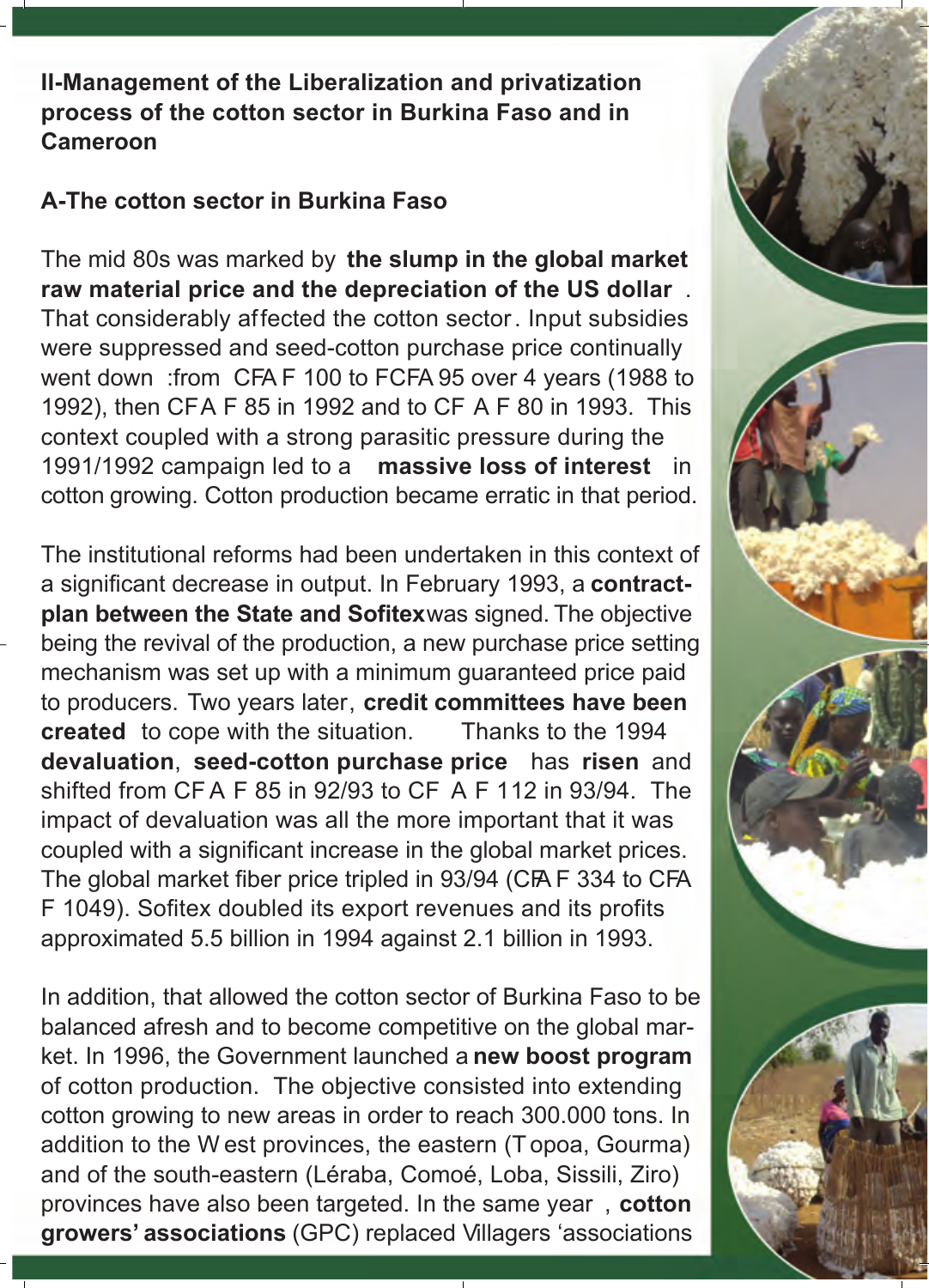## II-Management of the Liberalization and privatization process of the cotton sector in Burkina Faso and in Cameroon

### A-The cotton sector in Burkina Faso

The mid 80s was marked by **the slump in the global market raw material price and the depreciation of the US dollar**. That considerably affected the cotton sector. Input subsidies were suppressed and seed-cotton purchase price continually went down :from CFA F 100 to FCFA 95 over 4 years (1988 to 1992), then CFA F 85 in 1992 and to CF A F 80 in 1993. This context coupled with a strong parasitic pressure during the 1991/1992 campaign led to a **massive loss of interest** in cotton growing. Cotton production became erratic in that period.

The institutional reforms had been undertaken in this context of a significant decrease in output. In February 1993, a **contract-plan between the State and Sofitex** was signed. The objective being the revival of the production, a new purchase price setting mechanism was set up with a minimum guaranteed price paid to producers. Two years later, **credit committees have been created** to cope with the situation. Thanks to the 1994 **devaluation**, **seed-cotton purchase price** has **risen** and shifted from CF A F 85 in 92/93 to CF A F 112 in 93/94. The impact of devaluation was all the more important that it was coupled with a significant increase in the global market prices. The global market fiber price tripled in 93/94 (CFA F 334 to CFA F 1049). Sofitex doubled its export revenues and its profits approximated 5.5 billion in 1994 against 2.1 billion in 1993.

In addition, that allowed the cotton sector of Burkina Faso to be balanced afresh and to become competitive on the global market. In 1996, the Government launched a **new boost program** of cotton production. The objective consisted into extending cotton growing to new areas in order to reach 300.000 tons. In addition to the West provinces, the eastern (Topoa, Gourma) and of the south-eastern (Léraba, Comoé, Loba, Sissili, Ziro) provinces have also been targeted. In the same year, **cotton growers' associations** (GPC) replaced Villagers 'associations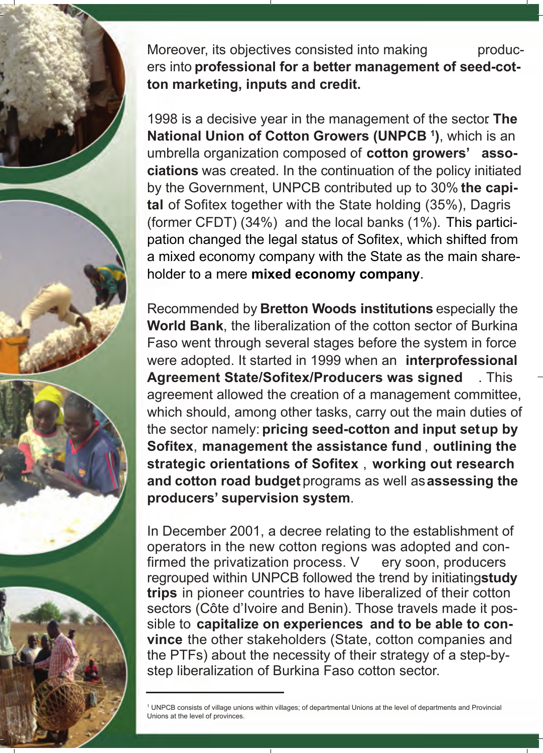Moreover, its objectives consisted into making producers into **professional for a better management of seed-cotton marketing, inputs and credit.**

1998 is a decisive year in the management of the sector. **The National Union of Cotton Growers (UNPCB [1])**, which is an umbrella organization composed of **cotton growers' associations** was created. In the continuation of the policy initiated by the Government, UNPCB contributed up to 30% **the capital** of Sofitex together with the State holding (35%), Dagris (former CFDT) (34%) and the local banks (1%). This participation changed the legal status of Sofitex, which shifted from a mixed economy company with the State as the main shareholder to a mere **mixed economy company**.

Recommended by **Bretton Woods institutions** especially the **World Bank**, the liberalization of the cotton sector of Burkina Faso went through several stages before the system in force were adopted. It started in 1999 when an **interprofessional Agreement State/Sofitex/Producers was signed**. This agreement allowed the creation of a management committee, which should, among other tasks, carry out the main duties of the sector namely: **pricing seed-cotton and input setup by Sofitex**, **management the assistance fund**, **outlining the strategic orientations of Sofitex**, **working out research and cotton road budget** programs as well as **assessing the producers' supervision system**.

In December 2001, a decree relating to the establishment of operators in the new cotton regions was adopted and confirmed the privatization process. Very soon, producers regrouped within UNPCB followed the trend by initiating **study trips** in pioneer countries to have liberalized of their cotton sectors (Côte d'Ivoire and Benin). Those travels made it possible to **capitalize on experiences and to be able to convince** the other stakeholders (State, cotton companies and the PTFs) about the necessity of their strategy of a step-by-step liberalization of Burkina Faso cotton sector.

---

[1] UNPCB consists of village unions within villages; of departmental Unions at the level of departments and Provincial Unions at the level of provinces.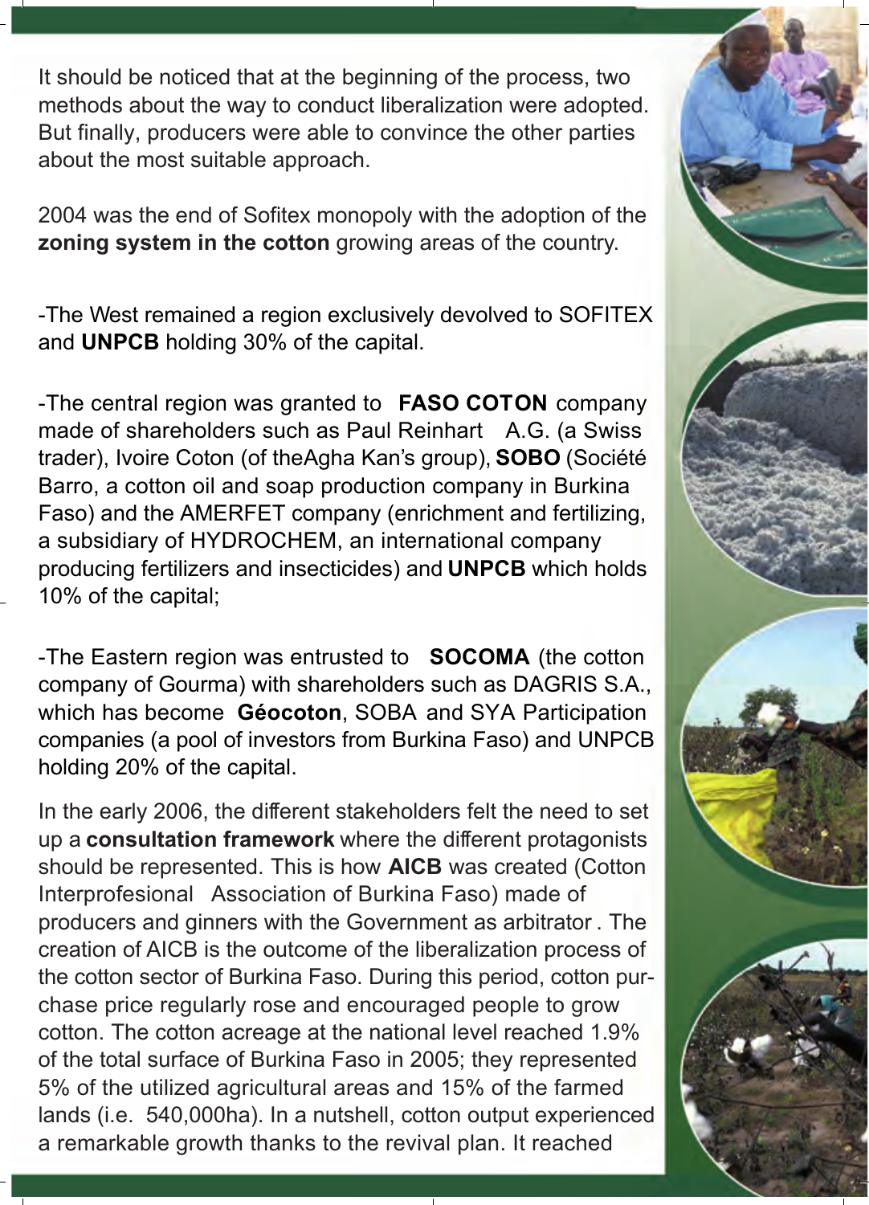It should be noticed that at the beginning of the process, two methods about the way to conduct liberalization were adopted. But finally, producers were able to convince the other parties about the most suitable approach.

2004 was the end of Sofitex monopoly with the adoption of the **zoning system in the cotton** growing areas of the country.

-The West remained a region exclusively devolved to SOFITEX and **UNPCB** holding 30% of the capital.

-The central region was granted to **FASO COTON** company made of shareholders such as Paul Reinhart A.G. (a Swiss trader), Ivoire Coton (of theAgha Kan's group), **SOBO** (Société Barro, a cotton oil and soap production company in Burkina Faso) and the AMERFET company (enrichment and fertilizing, a subsidiary of HYDROCHEM, an international company producing fertilizers and insecticides) and **UNPCB** which holds 10% of the capital;

-The Eastern region was entrusted to **SOCOMA** (the cotton company of Gourma) with shareholders such as DAGRIS S.A., which has become **Géocoton**, SOBA and SYA Participation companies (a pool of investors from Burkina Faso) and UNPCB holding 20% of the capital.

In the early 2006, the different stakeholders felt the need to set up a **consultation framework** where the different protagonists should be represented. This is how **AICB** was created (Cotton Interprofesional Association of Burkina Faso) made of producers and ginners with the Government as arbitrator . The creation of AICB is the outcome of the liberalization process of the cotton sector of Burkina Faso. During this period, cotton purchase price regularly rose and encouraged people to grow cotton. The cotton acreage at the national level reached 1.9% of the total surface of Burkina Faso in 2005; they represented 5% of the utilized agricultural areas and 15% of the farmed lands (i.e. 540,000ha). In a nutshell, cotton output experienced a remarkable growth thanks to the revival plan. It reached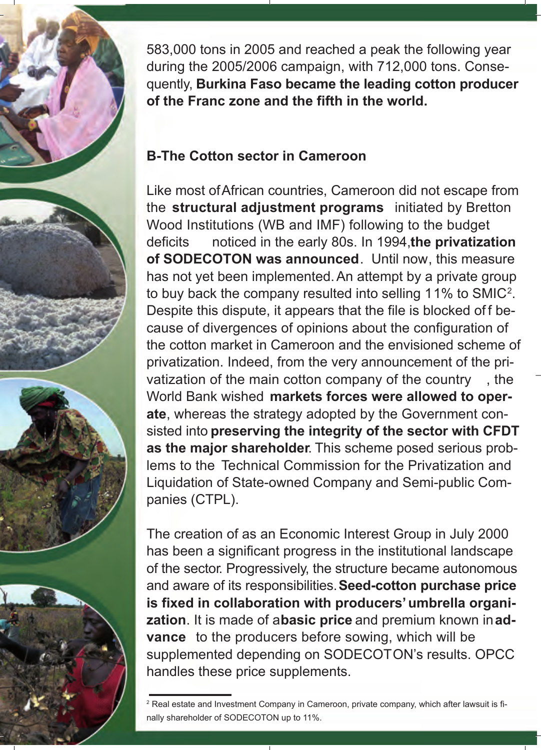583,000 tons in 2005 and reached a peak the following year during the 2005/2006 campaign, with 712,000 tons. Consequently, **Burkina Faso became the leading cotton producer of the Franc zone and the fifth in the world.**

## B-The Cotton sector in Cameroon

Like most of African countries, Cameroon did not escape from the **structural adjustment programs** initiated by Bretton Wood Institutions (WB and IMF) following to the budget deficits noticed in the early 80s. In 1994, **the privatization of SODECOTON was announced**. Until now, this measure has not yet been implemented. An attempt by a private group to buy back the company resulted into selling 11% to SMIC[2]. Despite this dispute, it appears that the file is blocked off because of divergences of opinions about the configuration of the cotton market in Cameroon and the envisioned scheme of privatization. Indeed, from the very announcement of the privatization of the main cotton company of the country , the World Bank wished **markets forces were allowed to operate**, whereas the strategy adopted by the Government consisted into **preserving the integrity of the sector with CFDT as the major shareholder**. This scheme posed serious problems to the Technical Commission for the Privatization and Liquidation of State-owned Company and Semi-public Companies (CTPL).

The creation of as an Economic Interest Group in July 2000 has been a significant progress in the institutional landscape of the sector. Progressively, the structure became autonomous and aware of its responsibilities. **Seed-cotton purchase price is fixed in collaboration with producers' umbrella organization**. It is made of a **basic price** and premium known in **advance** to the producers before sowing, which will be supplemented depending on SODECOTON's results. OPCC handles these price supplements.

---

[2] Real estate and Investment Company in Cameroon, private company, which after lawsuit is finally shareholder of SODECOTON up to 11%.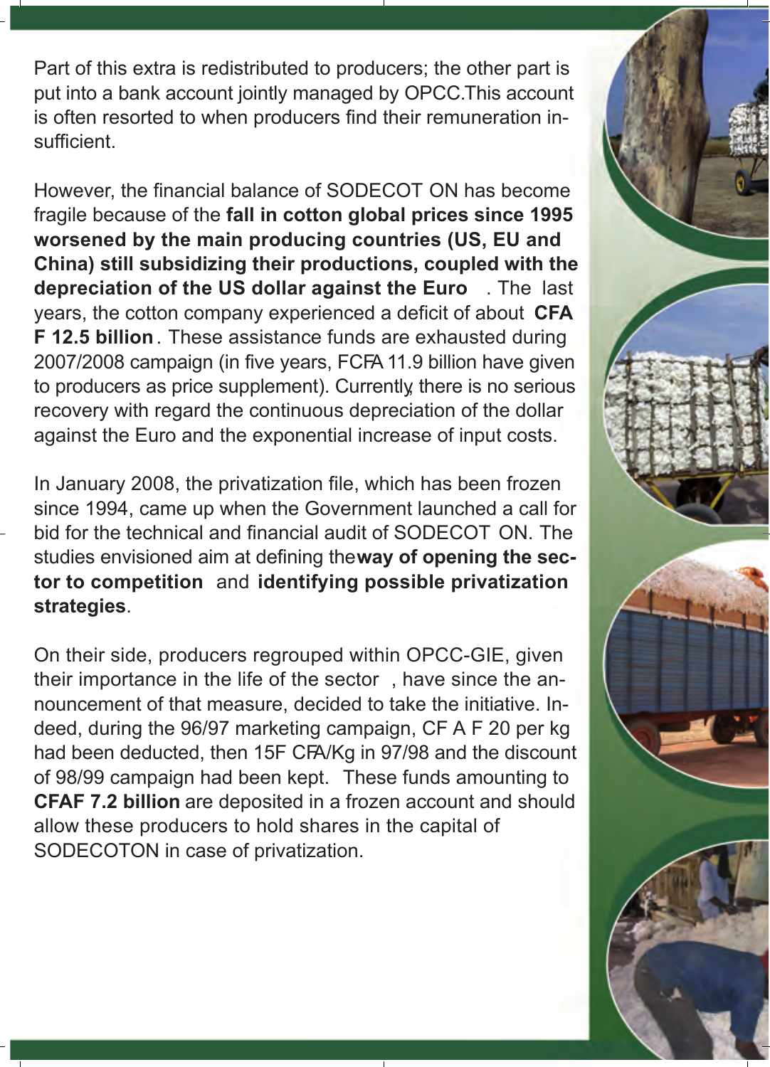Part of this extra is redistributed to producers; the other part is put into a bank account jointly managed by OPCC.This account is often resorted to when producers find their remuneration insufficient.

However, the financial balance of SODECOT ON has become fragile because of the **fall in cotton global prices since 1995 worsened by the main producing countries (US, EU and China) still subsidizing their productions, coupled with the depreciation of the US dollar against the Euro** . The last years, the cotton company experienced a deficit of about **CFA F 12.5 billion**. These assistance funds are exhausted during 2007/2008 campaign (in five years, FCFA 11.9 billion have given to producers as price supplement). Currently, there is no serious recovery with regard the continuous depreciation of the dollar against the Euro and the exponential increase of input costs.

In January 2008, the privatization file, which has been frozen since 1994, came up when the Government launched a call for bid for the technical and financial audit of SODECOT ON. The studies envisioned aim at defining the **way of opening the sector to competition** and **identifying possible privatization strategies**.

On their side, producers regrouped within OPCC-GIE, given their importance in the life of the sector , have since the announcement of that measure, decided to take the initiative. Indeed, during the 96/97 marketing campaign, CF A F 20 per kg had been deducted, then 15F CFA/Kg in 97/98 and the discount of 98/99 campaign had been kept. These funds amounting to **CFAF 7.2 billion** are deposited in a frozen account and should allow these producers to hold shares in the capital of SODECOTON in case of privatization.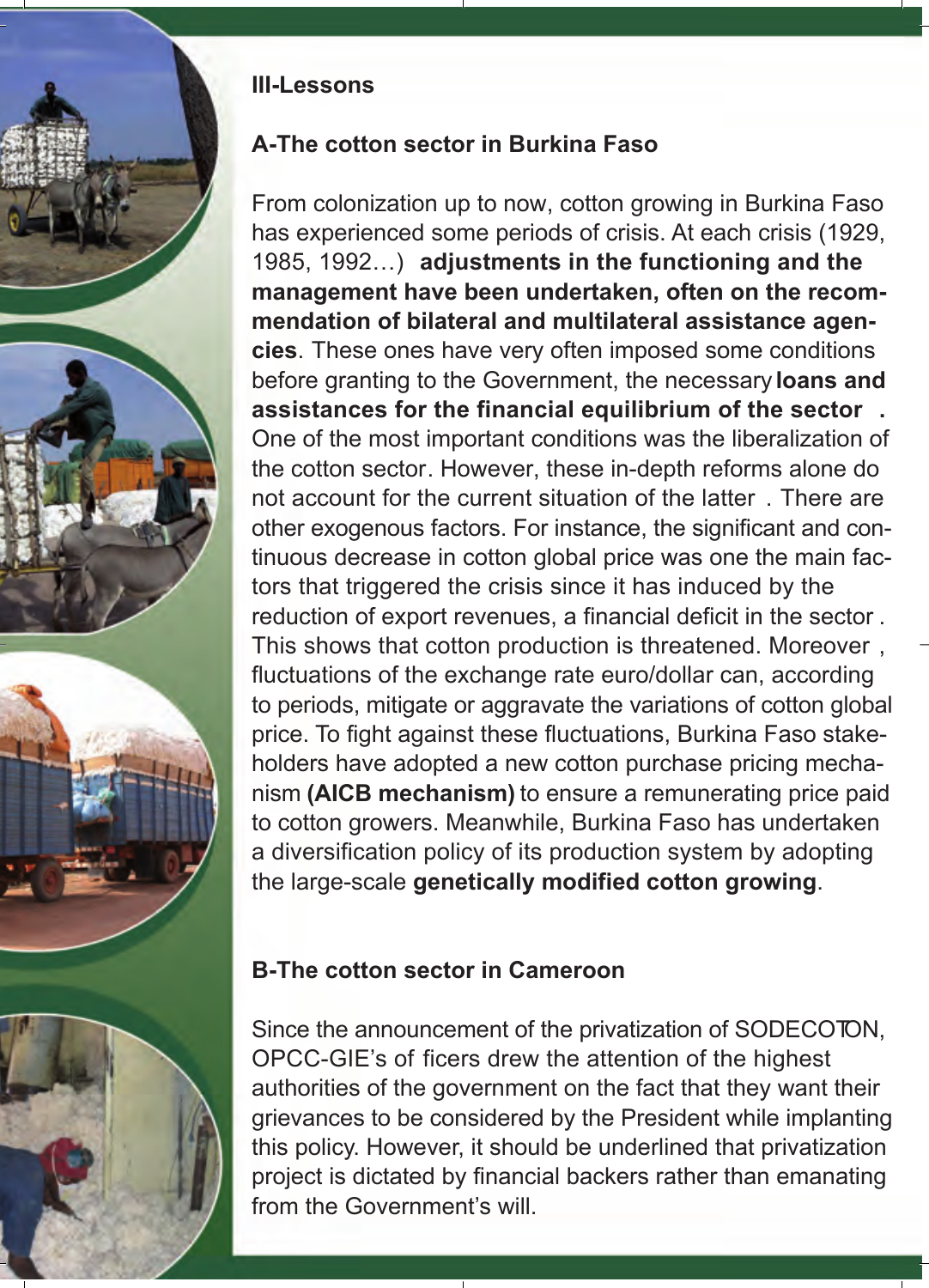## III-Lessons

### A-The cotton sector in Burkina Faso

From colonization up to now, cotton growing in Burkina Faso has experienced some periods of crisis. At each crisis (1929, 1985, 1992…) **adjustments in the functioning and the management have been undertaken, often on the recommendation of bilateral and multilateral assistance agencies**. These ones have very often imposed some conditions before granting to the Government, the necessary **loans and assistances for the financial equilibrium of the sector .** One of the most important conditions was the liberalization of the cotton sector. However, these in-depth reforms alone do not account for the current situation of the latter . There are other exogenous factors. For instance, the significant and continuous decrease in cotton global price was one the main factors that triggered the crisis since it has induced by the reduction of export revenues, a financial deficit in the sector . This shows that cotton production is threatened. Moreover , fluctuations of the exchange rate euro/dollar can, according to periods, mitigate or aggravate the variations of cotton global price. To fight against these fluctuations, Burkina Faso stakeholders have adopted a new cotton purchase pricing mechanism **(AICB mechanism)** to ensure a remunerating price paid to cotton growers. Meanwhile, Burkina Faso has undertaken a diversification policy of its production system by adopting the large-scale **genetically modified cotton growing**.

### B-The cotton sector in Cameroon

Since the announcement of the privatization of SODECOTON, OPCC-GIE's of ficers drew the attention of the highest authorities of the government on the fact that they want their grievances to be considered by the President while implanting this policy. However, it should be underlined that privatization project is dictated by financial backers rather than emanating from the Government's will.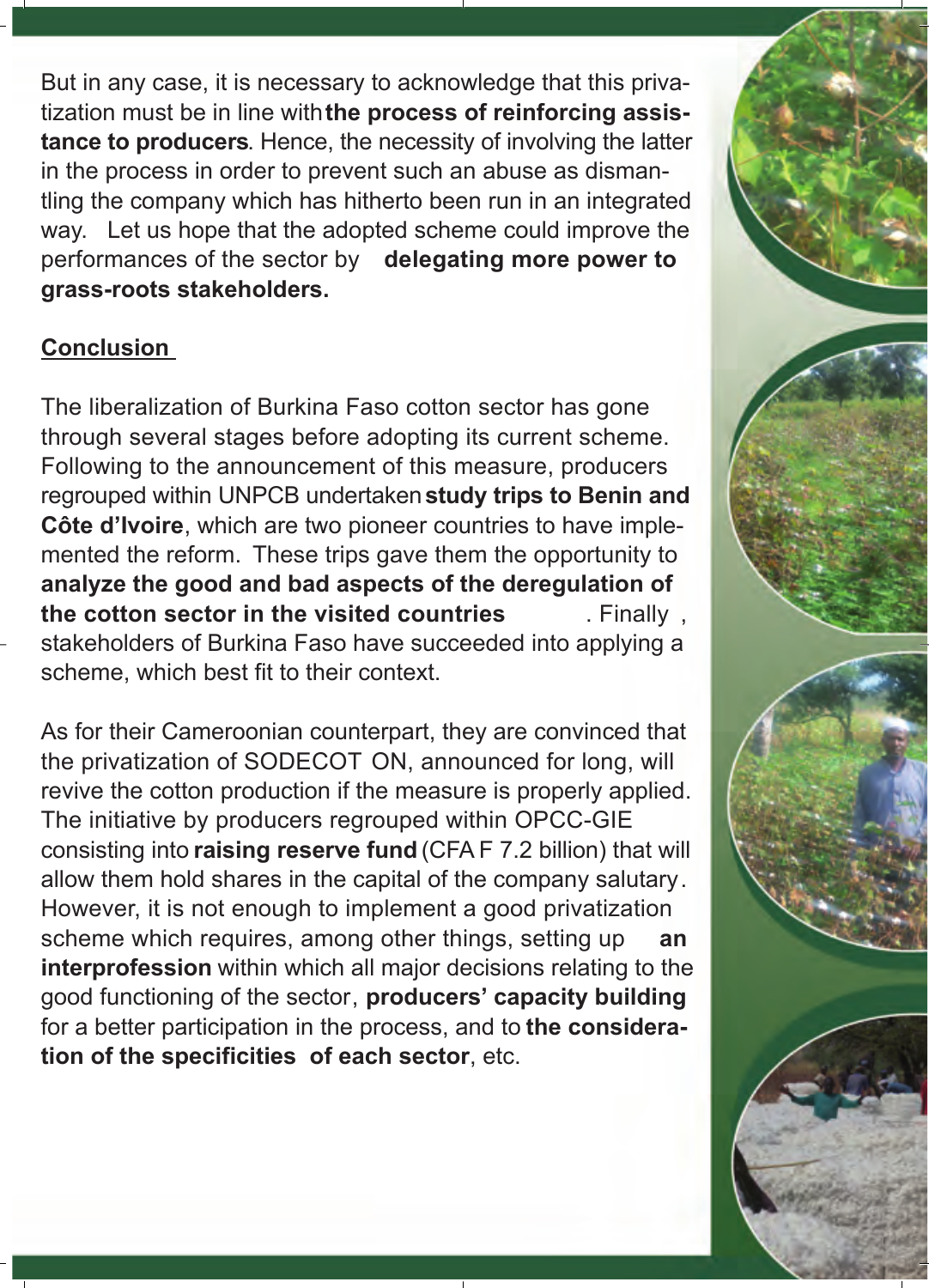But in any case, it is necessary to acknowledge that this privatization must be in line with **the process of reinforcing assistance to producers**. Hence, the necessity of involving the latter in the process in order to prevent such an abuse as dismantling the company which has hitherto been run in an integrated way. Let us hope that the adopted scheme could improve the performances of the sector by **delegating more power to grass-roots stakeholders.**

## Conclusion

The liberalization of Burkina Faso cotton sector has gone through several stages before adopting its current scheme. Following to the announcement of this measure, producers regrouped within UNPCB undertaken **study trips to Benin and Côte d'Ivoire**, which are two pioneer countries to have implemented the reform. These trips gave them the opportunity to **analyze the good and bad aspects of the deregulation of the cotton sector in the visited countries**. Finally, stakeholders of Burkina Faso have succeeded into applying a scheme, which best fit to their context.

As for their Cameroonian counterpart, they are convinced that the privatization of SODECOTON, announced for long, will revive the cotton production if the measure is properly applied. The initiative by producers regrouped within OPCC-GIE consisting into **raising reserve fund** (CFA F 7.2 billion) that will allow them hold shares in the capital of the company salutary. However, it is not enough to implement a good privatization scheme which requires, among other things, setting up **an interprofession** within which all major decisions relating to the good functioning of the sector, **producers' capacity building** for a better participation in the process, and to **the consideration of the specificities of each sector**, etc.